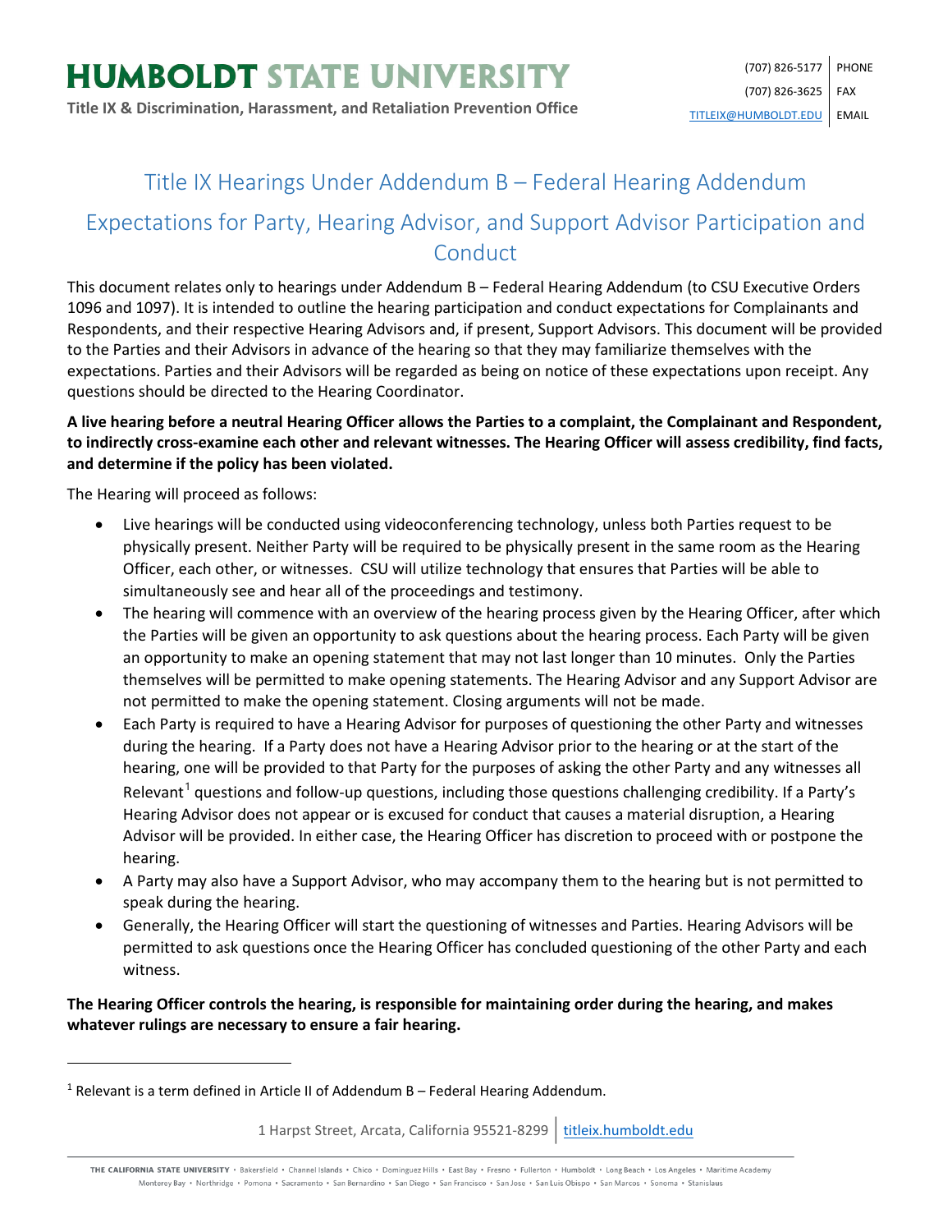# HUMBOLDT STATE UNIVERSITY

**Title IX & Discrimination, Harassment, and Retaliation Prevention Office**

(707) 826-5177 PHONE
(707) 826-3625 FAX
TITLEIX@HUMBOLDT.EDU EMAIL

## Title IX Hearings Under Addendum B – Federal Hearing Addendum

## Expectations for Party, Hearing Advisor, and Support Advisor Participation and Conduct

This document relates only to hearings under Addendum B – Federal Hearing Addendum (to CSU Executive Orders 1096 and 1097). It is intended to outline the hearing participation and conduct expectations for Complainants and Respondents, and their respective Hearing Advisors and, if present, Support Advisors. This document will be provided to the Parties and their Advisors in advance of the hearing so that they may familiarize themselves with the expectations. Parties and their Advisors will be regarded as being on notice of these expectations upon receipt. Any questions should be directed to the Hearing Coordinator.

**A live hearing before a neutral Hearing Officer allows the Parties to a complaint, the Complainant and Respondent, to indirectly cross-examine each other and relevant witnesses. The Hearing Officer will assess credibility, find facts, and determine if the policy has been violated.**

The Hearing will proceed as follows:

- Live hearings will be conducted using videoconferencing technology, unless both Parties request to be physically present. Neither Party will be required to be physically present in the same room as the Hearing Officer, each other, or witnesses. CSU will utilize technology that ensures that Parties will be able to simultaneously see and hear all of the proceedings and testimony.
- The hearing will commence with an overview of the hearing process given by the Hearing Officer, after which the Parties will be given an opportunity to ask questions about the hearing process. Each Party will be given an opportunity to make an opening statement that may not last longer than 10 minutes. Only the Parties themselves will be permitted to make opening statements. The Hearing Advisor and any Support Advisor are not permitted to make the opening statement. Closing arguments will not be made.
- Each Party is required to have a Hearing Advisor for purposes of questioning the other Party and witnesses during the hearing. If a Party does not have a Hearing Advisor prior to the hearing or at the start of the hearing, one will be provided to that Party for the purposes of asking the other Party and any witnesses all Relevant[1] questions and follow-up questions, including those questions challenging credibility. If a Party's Hearing Advisor does not appear or is excused for conduct that causes a material disruption, a Hearing Advisor will be provided. In either case, the Hearing Officer has discretion to proceed with or postpone the hearing.
- A Party may also have a Support Advisor, who may accompany them to the hearing but is not permitted to speak during the hearing.
- Generally, the Hearing Officer will start the questioning of witnesses and Parties. Hearing Advisors will be permitted to ask questions once the Hearing Officer has concluded questioning of the other Party and each witness.

**The Hearing Officer controls the hearing, is responsible for maintaining order during the hearing, and makes whatever rulings are necessary to ensure a fair hearing.**

[1] Relevant is a term defined in Article II of Addendum B – Federal Hearing Addendum.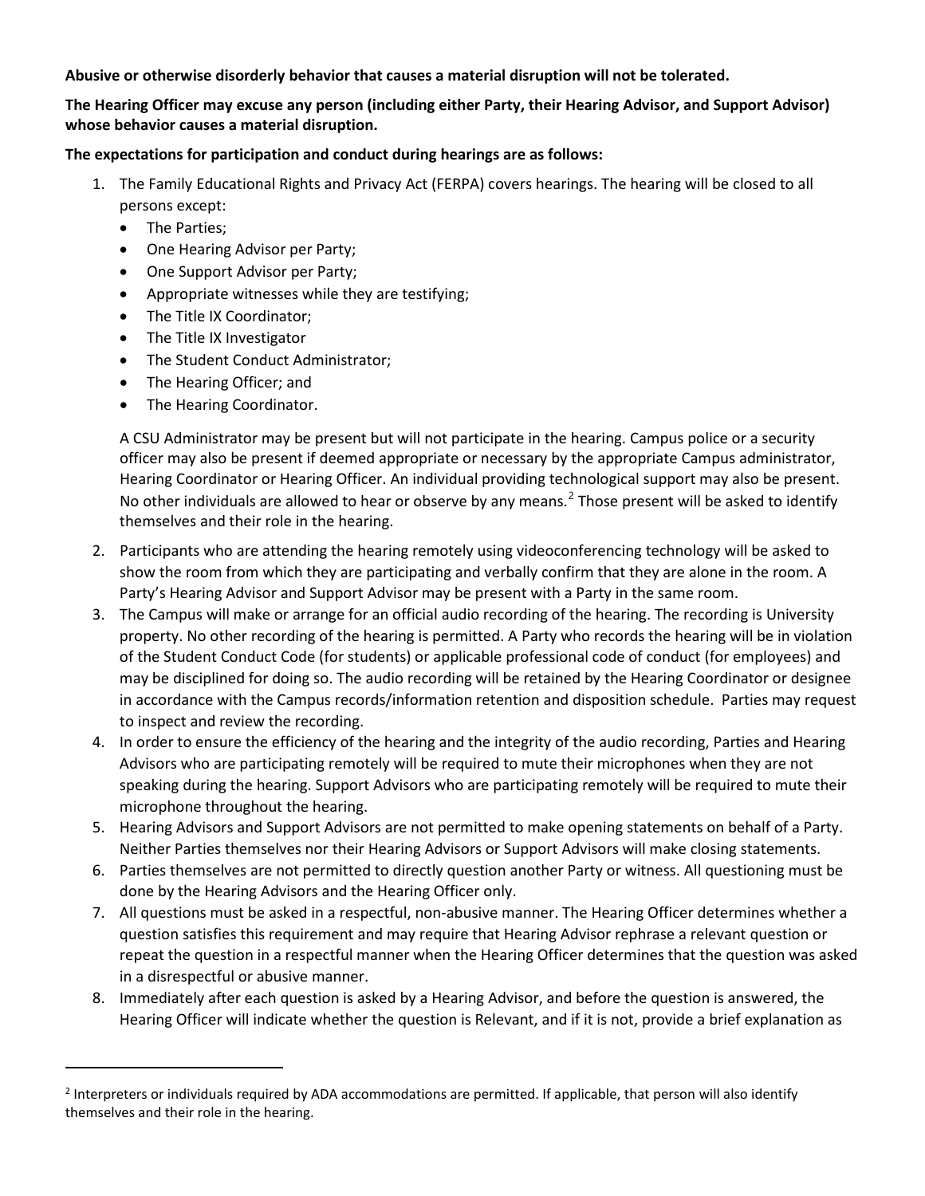**Abusive or otherwise disorderly behavior that causes a material disruption will not be tolerated.**

**The Hearing Officer may excuse any person (including either Party, their Hearing Advisor, and Support Advisor) whose behavior causes a material disruption.**

**The expectations for participation and conduct during hearings are as follows:**

1. The Family Educational Rights and Privacy Act (FERPA) covers hearings. The hearing will be closed to all persons except:
   - The Parties;
   - One Hearing Advisor per Party;
   - One Support Advisor per Party;
   - Appropriate witnesses while they are testifying;
   - The Title IX Coordinator;
   - The Title IX Investigator
   - The Student Conduct Administrator;
   - The Hearing Officer; and
   - The Hearing Coordinator.

   A CSU Administrator may be present but will not participate in the hearing. Campus police or a security officer may also be present if deemed appropriate or necessary by the appropriate Campus administrator, Hearing Coordinator or Hearing Officer. An individual providing technological support may also be present. No other individuals are allowed to hear or observe by any means.[2] Those present will be asked to identify themselves and their role in the hearing.
2. Participants who are attending the hearing remotely using videoconferencing technology will be asked to show the room from which they are participating and verbally confirm that they are alone in the room. A Party's Hearing Advisor and Support Advisor may be present with a Party in the same room.
3. The Campus will make or arrange for an official audio recording of the hearing. The recording is University property. No other recording of the hearing is permitted. A Party who records the hearing will be in violation of the Student Conduct Code (for students) or applicable professional code of conduct (for employees) and may be disciplined for doing so. The audio recording will be retained by the Hearing Coordinator or designee in accordance with the Campus records/information retention and disposition schedule. Parties may request to inspect and review the recording.
4. In order to ensure the efficiency of the hearing and the integrity of the audio recording, Parties and Hearing Advisors who are participating remotely will be required to mute their microphones when they are not speaking during the hearing. Support Advisors who are participating remotely will be required to mute their microphone throughout the hearing.
5. Hearing Advisors and Support Advisors are not permitted to make opening statements on behalf of a Party. Neither Parties themselves nor their Hearing Advisors or Support Advisors will make closing statements.
6. Parties themselves are not permitted to directly question another Party or witness. All questioning must be done by the Hearing Advisors and the Hearing Officer only.
7. All questions must be asked in a respectful, non-abusive manner. The Hearing Officer determines whether a question satisfies this requirement and may require that Hearing Advisor rephrase a relevant question or repeat the question in a respectful manner when the Hearing Officer determines that the question was asked in a disrespectful or abusive manner.
8. Immediately after each question is asked by a Hearing Advisor, and before the question is answered, the Hearing Officer will indicate whether the question is Relevant, and if it is not, provide a brief explanation as

[2] Interpreters or individuals required by ADA accommodations are permitted. If applicable, that person will also identify themselves and their role in the hearing.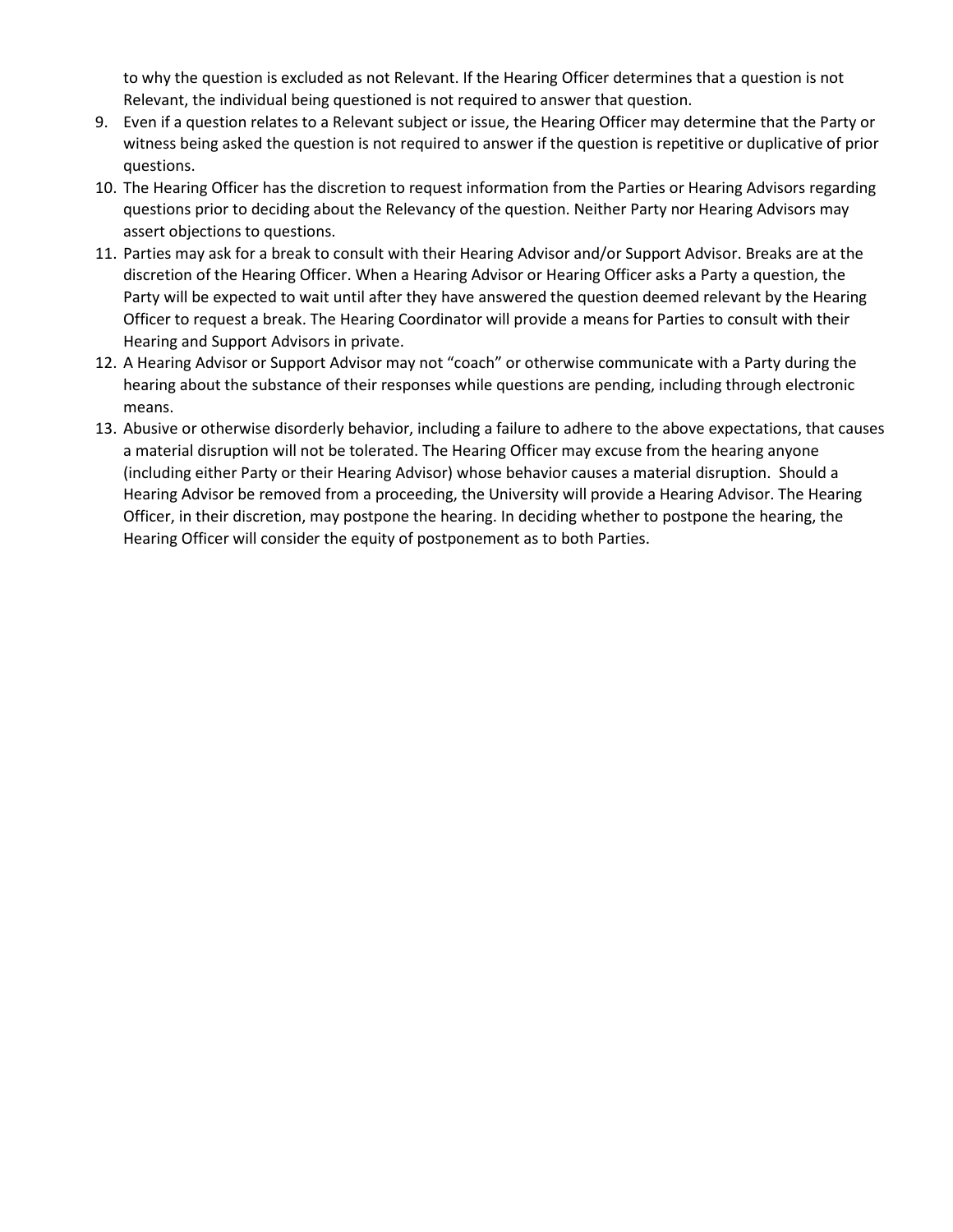to why the question is excluded as not Relevant. If the Hearing Officer determines that a question is not Relevant, the individual being questioned is not required to answer that question.

9. Even if a question relates to a Relevant subject or issue, the Hearing Officer may determine that the Party or witness being asked the question is not required to answer if the question is repetitive or duplicative of prior questions.
10. The Hearing Officer has the discretion to request information from the Parties or Hearing Advisors regarding questions prior to deciding about the Relevancy of the question. Neither Party nor Hearing Advisors may assert objections to questions.
11. Parties may ask for a break to consult with their Hearing Advisor and/or Support Advisor. Breaks are at the discretion of the Hearing Officer. When a Hearing Advisor or Hearing Officer asks a Party a question, the Party will be expected to wait until after they have answered the question deemed relevant by the Hearing Officer to request a break. The Hearing Coordinator will provide a means for Parties to consult with their Hearing and Support Advisors in private.
12. A Hearing Advisor or Support Advisor may not "coach" or otherwise communicate with a Party during the hearing about the substance of their responses while questions are pending, including through electronic means.
13. Abusive or otherwise disorderly behavior, including a failure to adhere to the above expectations, that causes a material disruption will not be tolerated. The Hearing Officer may excuse from the hearing anyone (including either Party or their Hearing Advisor) whose behavior causes a material disruption. Should a Hearing Advisor be removed from a proceeding, the University will provide a Hearing Advisor. The Hearing Officer, in their discretion, may postpone the hearing. In deciding whether to postpone the hearing, the Hearing Officer will consider the equity of postponement as to both Parties.